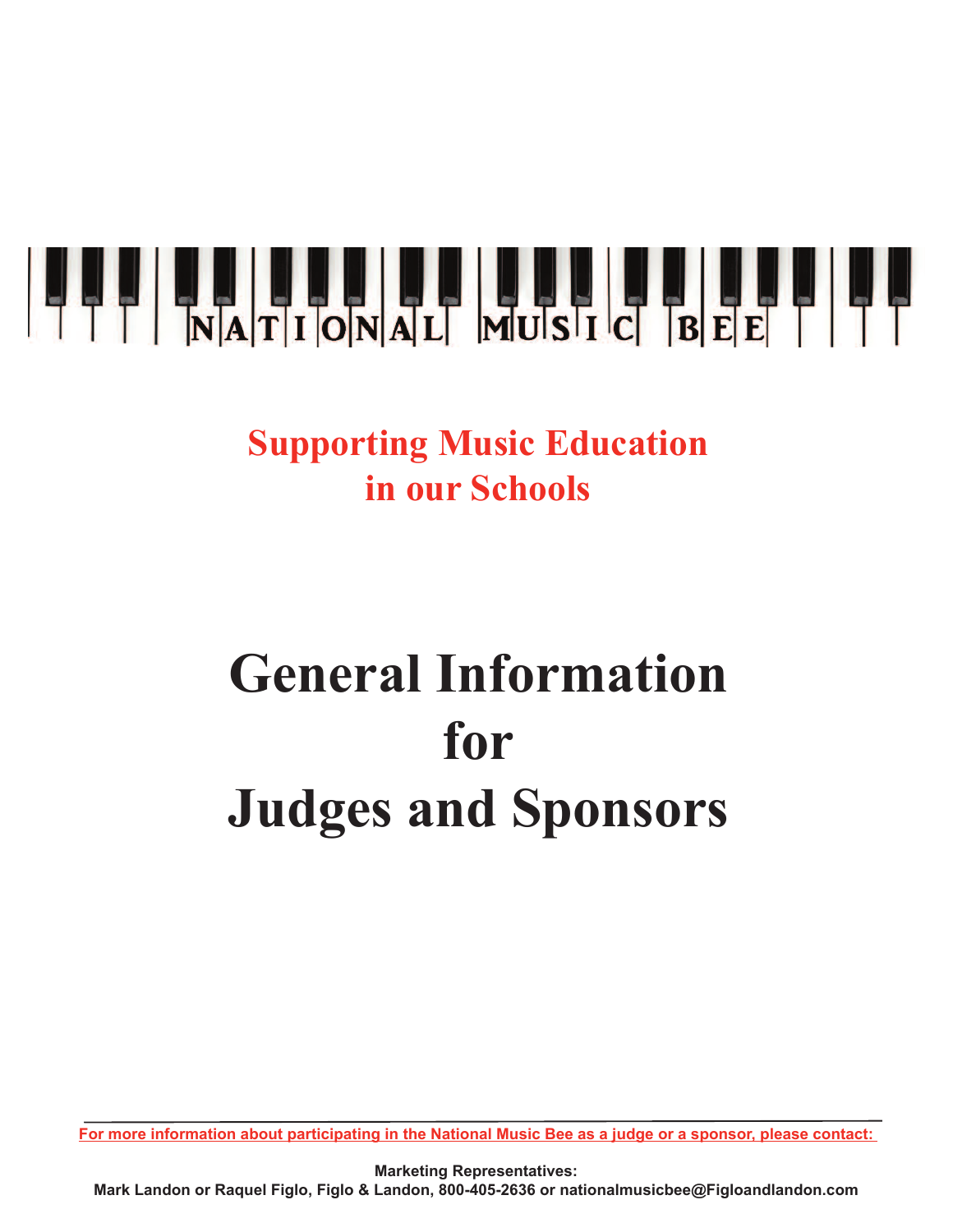# NATIONAL MUSIC BEE

**Supporting Music Education in our Schools**

# General Information for Judges and Sponsors

---

For more information about participating in the National Music Bee as a judge or a sponsor, please contact:

**Marketing Representatives:**
**Mark Landon or Raquel Figlo, Figlo & Landon, 800-405-2636 or nationalmusicbee@Figloandlandon.com**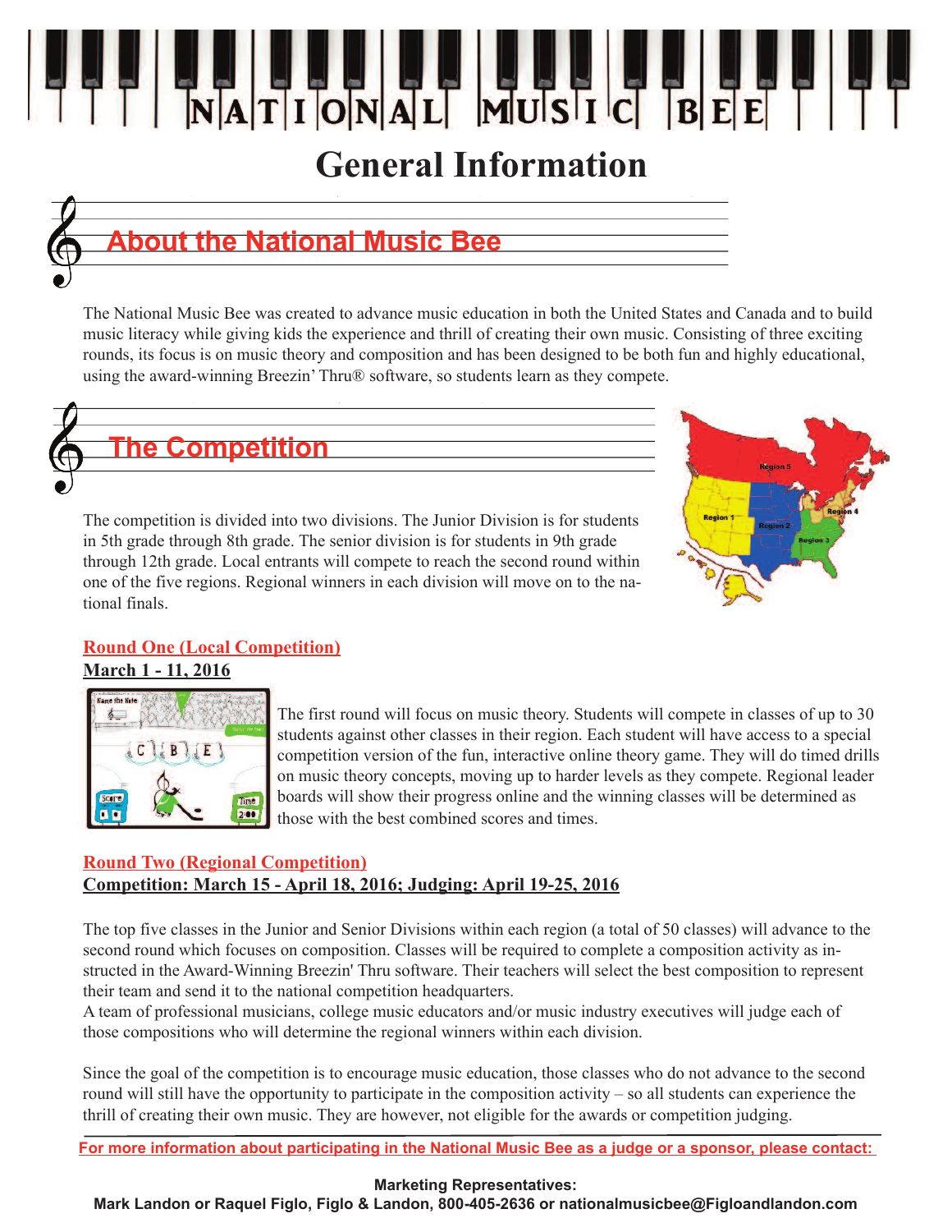# NATIONAL MUSIC BEE

# General Information

## About the National Music Bee

The National Music Bee was created to advance music education in both the United States and Canada and to build music literacy while giving kids the experience and thrill of creating their own music. Consisting of three exciting rounds, its focus is on music theory and composition and has been designed to be both fun and highly educational, using the award-winning Breezin' Thru® software, so students learn as they compete.

## The Competition

The competition is divided into two divisions. The Junior Division is for students in 5th grade through 8th grade. The senior division is for students in 9th grade through 12th grade. Local entrants will compete to reach the second round within one of the five regions. Regional winners in each division will move on to the national finals.

### Round One (Local Competition)

**March 1 - 11, 2016**

The first round will focus on music theory. Students will compete in classes of up to 30 students against other classes in their region. Each student will have access to a special competition version of the fun, interactive online theory game. They will do timed drills on music theory concepts, moving up to harder levels as they compete. Regional leader boards will show their progress online and the winning classes will be determined as those with the best combined scores and times.

### Round Two (Regional Competition)

**Competition: March 15 - April 18, 2016; Judging: April 19-25, 2016**

The top five classes in the Junior and Senior Divisions within each region (a total of 50 classes) will advance to the second round which focuses on composition. Classes will be required to complete a composition activity as instructed in the Award-Winning Breezin' Thru software. Their teachers will select the best composition to represent their team and send it to the national competition headquarters.
A team of professional musicians, college music educators and/or music industry executives will judge each of those compositions who will determine the regional winners within each division.

Since the goal of the competition is to encourage music education, those classes who do not advance to the second round will still have the opportunity to participate in the composition activity – so all students can experience the thrill of creating their own music. They are however, not eligible for the awards or competition judging.

For more information about participating in the National Music Bee as a judge or a sponsor, please contact:

**Marketing Representatives:**
**Mark Landon or Raquel Figlo, Figlo & Landon, 800-405-2636 or nationalmusicbee@Figloandlandon.com**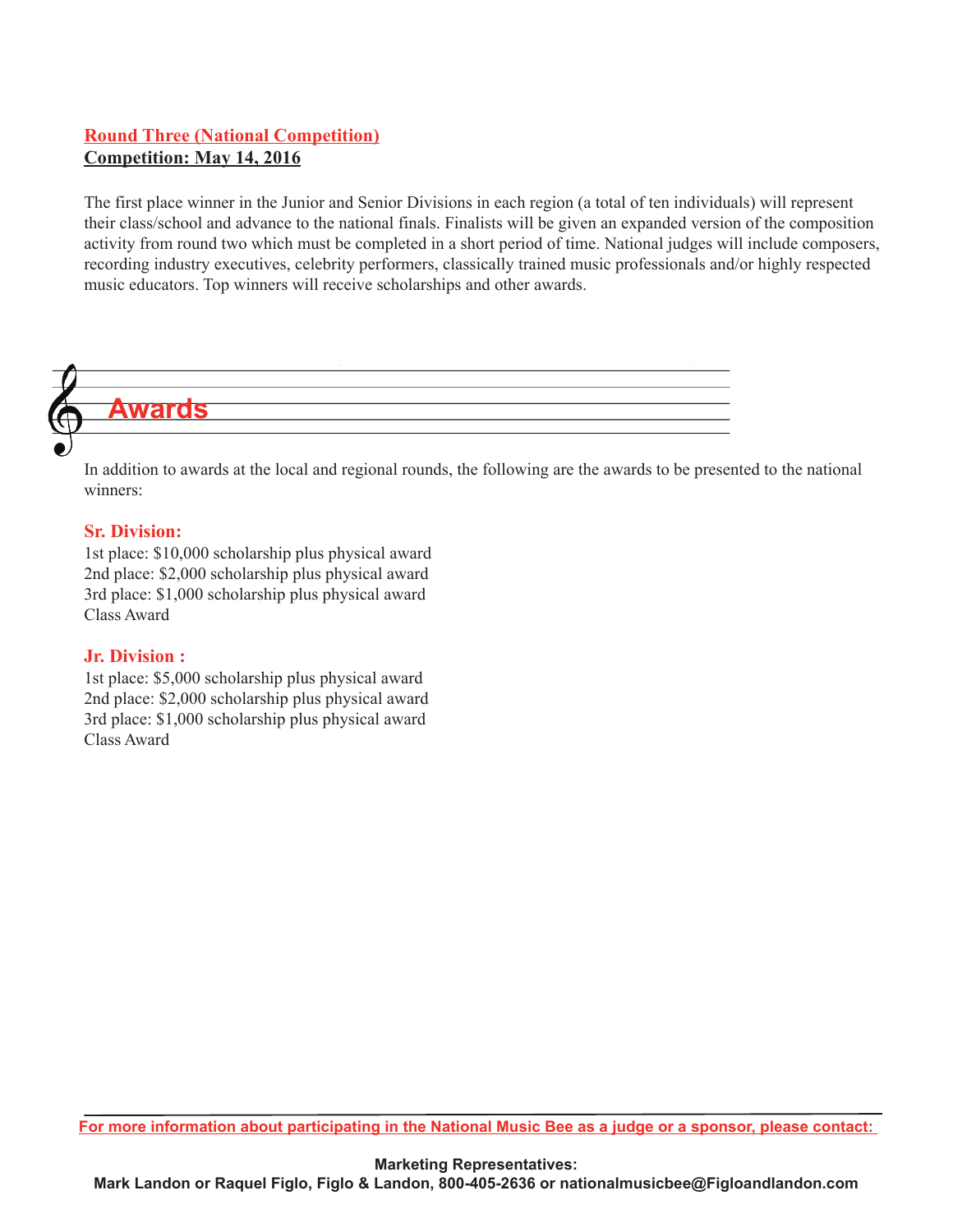**Round Three (National Competition)**
**Competition: May 14, 2016**

The first place winner in the Junior and Senior Divisions in each region (a total of ten individuals) will represent their class/school and advance to the national finals. Finalists will be given an expanded version of the composition activity from round two which must be completed in a short period of time. National judges will include composers, recording industry executives, celebrity performers, classically trained music professionals and/or highly respected music educators. Top winners will receive scholarships and other awards.

## Awards

In addition to awards at the local and regional rounds, the following are the awards to be presented to the national winners:

### Sr. Division:

1st place: $10,000 scholarship plus physical award
2nd place: $2,000 scholarship plus physical award
3rd place: $1,000 scholarship plus physical award
Class Award

### Jr. Division :

1st place: $5,000 scholarship plus physical award
2nd place: $2,000 scholarship plus physical award
3rd place: $1,000 scholarship plus physical award
Class Award

**For more information about participating in the National Music Bee as a judge or a sponsor, please contact:**

**Marketing Representatives:**
**Mark Landon or Raquel Figlo, Figlo & Landon, 800-405-2636 or nationalmusicbee@Figloandlandon.com**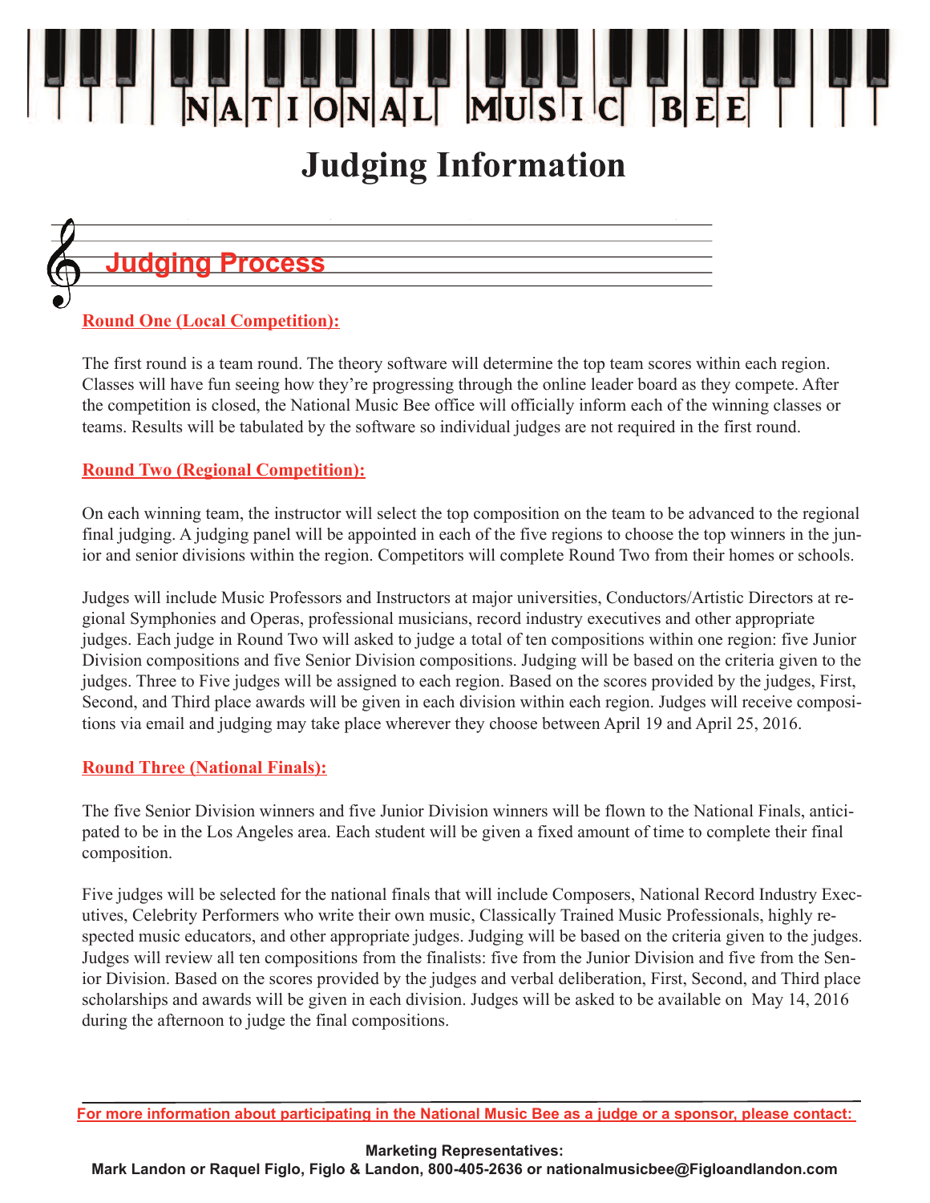# NATIONAL MUSIC BEE

# Judging Information

## Judging Process

### Round One (Local Competition):

The first round is a team round. The theory software will determine the top team scores within each region. Classes will have fun seeing how they're progressing through the online leader board as they compete. After the competition is closed, the National Music Bee office will officially inform each of the winning classes or teams. Results will be tabulated by the software so individual judges are not required in the first round.

### Round Two (Regional Competition):

On each winning team, the instructor will select the top composition on the team to be advanced to the regional final judging. A judging panel will be appointed in each of the five regions to choose the top winners in the junior and senior divisions within the region. Competitors will complete Round Two from their homes or schools.

Judges will include Music Professors and Instructors at major universities, Conductors/Artistic Directors at regional Symphonies and Operas, professional musicians, record industry executives and other appropriate judges. Each judge in Round Two will asked to judge a total of ten compositions within one region: five Junior Division compositions and five Senior Division compositions. Judging will be based on the criteria given to the judges. Three to Five judges will be assigned to each region. Based on the scores provided by the judges, First, Second, and Third place awards will be given in each division within each region. Judges will receive compositions via email and judging may take place wherever they choose between April 19 and April 25, 2016.

### Round Three (National Finals):

The five Senior Division winners and five Junior Division winners will be flown to the National Finals, anticipated to be in the Los Angeles area. Each student will be given a fixed amount of time to complete their final composition.

Five judges will be selected for the national finals that will include Composers, National Record Industry Executives, Celebrity Performers who write their own music, Classically Trained Music Professionals, highly respected music educators, and other appropriate judges. Judging will be based on the criteria given to the judges. Judges will review all ten compositions from the finalists: five from the Junior Division and five from the Senior Division. Based on the scores provided by the judges and verbal deliberation, First, Second, and Third place scholarships and awards will be given in each division. Judges will be asked to be available on May 14, 2016 during the afternoon to judge the final compositions.

---

For more information about participating in the National Music Bee as a judge or a sponsor, please contact:

**Marketing Representatives:**
**Mark Landon or Raquel Figlo, Figlo & Landon, 800-405-2636 or nationalmusicbee@Figloandlandon.com**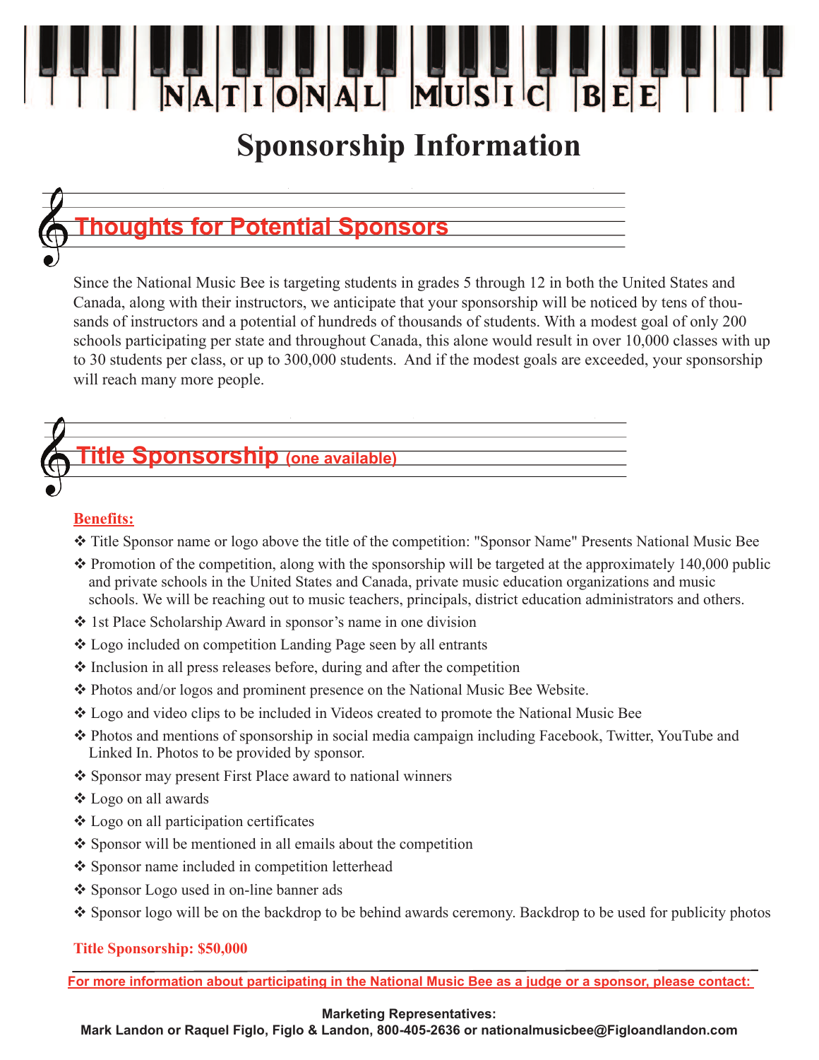# NATIONAL MUSIC BEE

# Sponsorship Information

## Thoughts for Potential Sponsors

Since the National Music Bee is targeting students in grades 5 through 12 in both the United States and Canada, along with their instructors, we anticipate that your sponsorship will be noticed by tens of thousands of instructors and a potential of hundreds of thousands of students. With a modest goal of only 200 schools participating per state and throughout Canada, this alone would result in over 10,000 classes with up to 30 students per class, or up to 300,000 students. And if the modest goals are exceeded, your sponsorship will reach many more people.

## Title Sponsorship (one available)

**Benefits:**

- Title Sponsor name or logo above the title of the competition: "Sponsor Name" Presents National Music Bee
- Promotion of the competition, along with the sponsorship will be targeted at the approximately 140,000 public and private schools in the United States and Canada, private music education organizations and music schools. We will be reaching out to music teachers, principals, district education administrators and others.
- 1st Place Scholarship Award in sponsor's name in one division
- Logo included on competition Landing Page seen by all entrants
- Inclusion in all press releases before, during and after the competition
- Photos and/or logos and prominent presence on the National Music Bee Website.
- Logo and video clips to be included in Videos created to promote the National Music Bee
- Photos and mentions of sponsorship in social media campaign including Facebook, Twitter, YouTube and Linked In. Photos to be provided by sponsor.
- Sponsor may present First Place award to national winners
- Logo on all awards
- Logo on all participation certificates
- Sponsor will be mentioned in all emails about the competition
- Sponsor name included in competition letterhead
- Sponsor Logo used in on-line banner ads
- Sponsor logo will be on the backdrop to be behind awards ceremony. Backdrop to be used for publicity photos

**Title Sponsorship: $50,000**

---

For more information about participating in the National Music Bee as a judge or a sponsor, please contact:

**Marketing Representatives:**
**Mark Landon or Raquel Figlo, Figlo & Landon, 800-405-2636 or nationalmusicbee@Figloandlandon.com**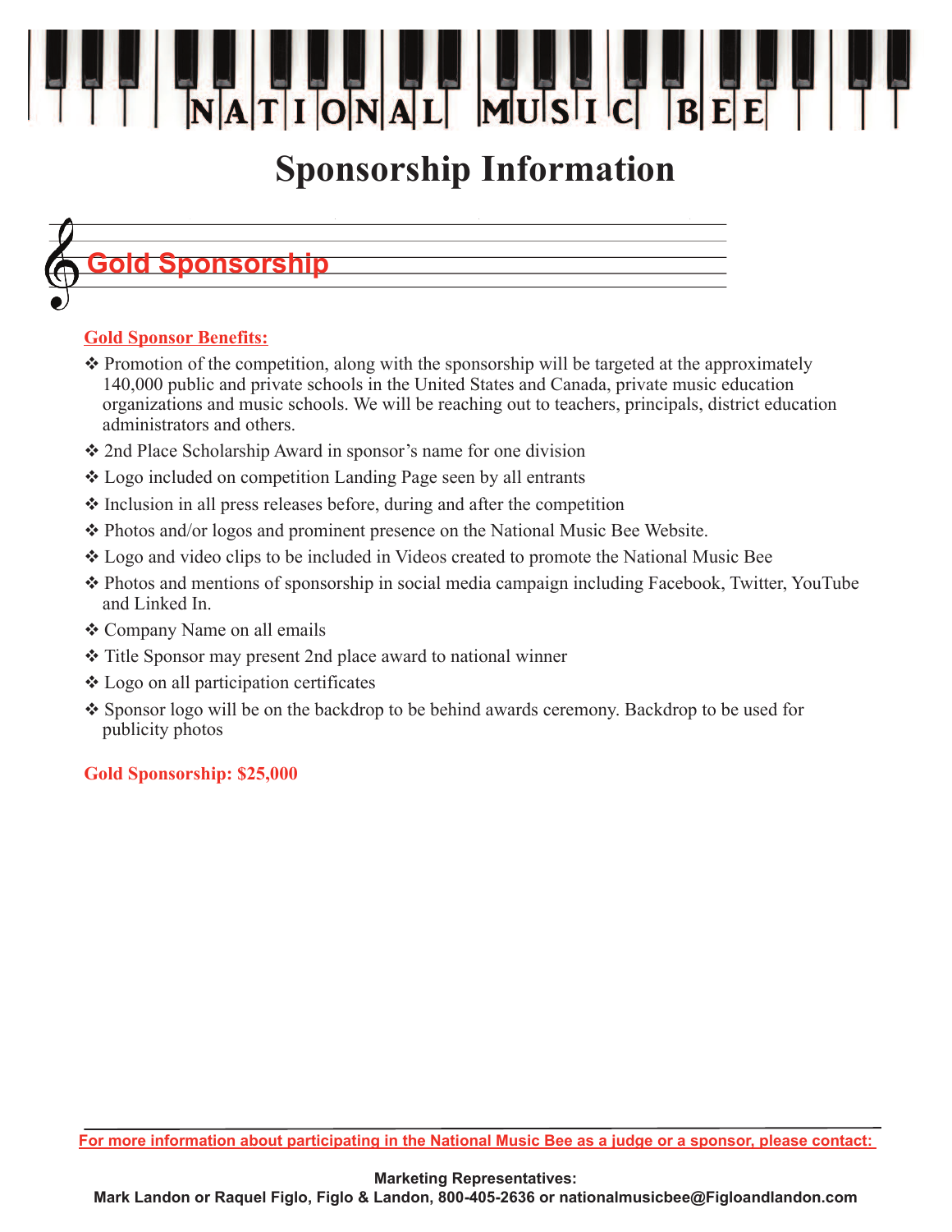# NATIONAL MUSIC BEE

# Sponsorship Information

## Gold Sponsorship

**Gold Sponsor Benefits:**

- ❖ Promotion of the competition, along with the sponsorship will be targeted at the approximately 140,000 public and private schools in the United States and Canada, private music education organizations and music schools. We will be reaching out to teachers, principals, district education administrators and others.
- ❖ 2nd Place Scholarship Award in sponsor's name for one division
- ❖ Logo included on competition Landing Page seen by all entrants
- ❖ Inclusion in all press releases before, during and after the competition
- ❖ Photos and/or logos and prominent presence on the National Music Bee Website.
- ❖ Logo and video clips to be included in Videos created to promote the National Music Bee
- ❖ Photos and mentions of sponsorship in social media campaign including Facebook, Twitter, YouTube and Linked In.
- ❖ Company Name on all emails
- ❖ Title Sponsor may present 2nd place award to national winner
- ❖ Logo on all participation certificates
- ❖ Sponsor logo will be on the backdrop to be behind awards ceremony. Backdrop to be used for publicity photos

**Gold Sponsorship: $25,000**

---

For more information about participating in the National Music Bee as a judge or a sponsor, please contact:

**Marketing Representatives:**
**Mark Landon or Raquel Figlo, Figlo & Landon, 800-405-2636 or nationalmusicbee@Figloandlandon.com**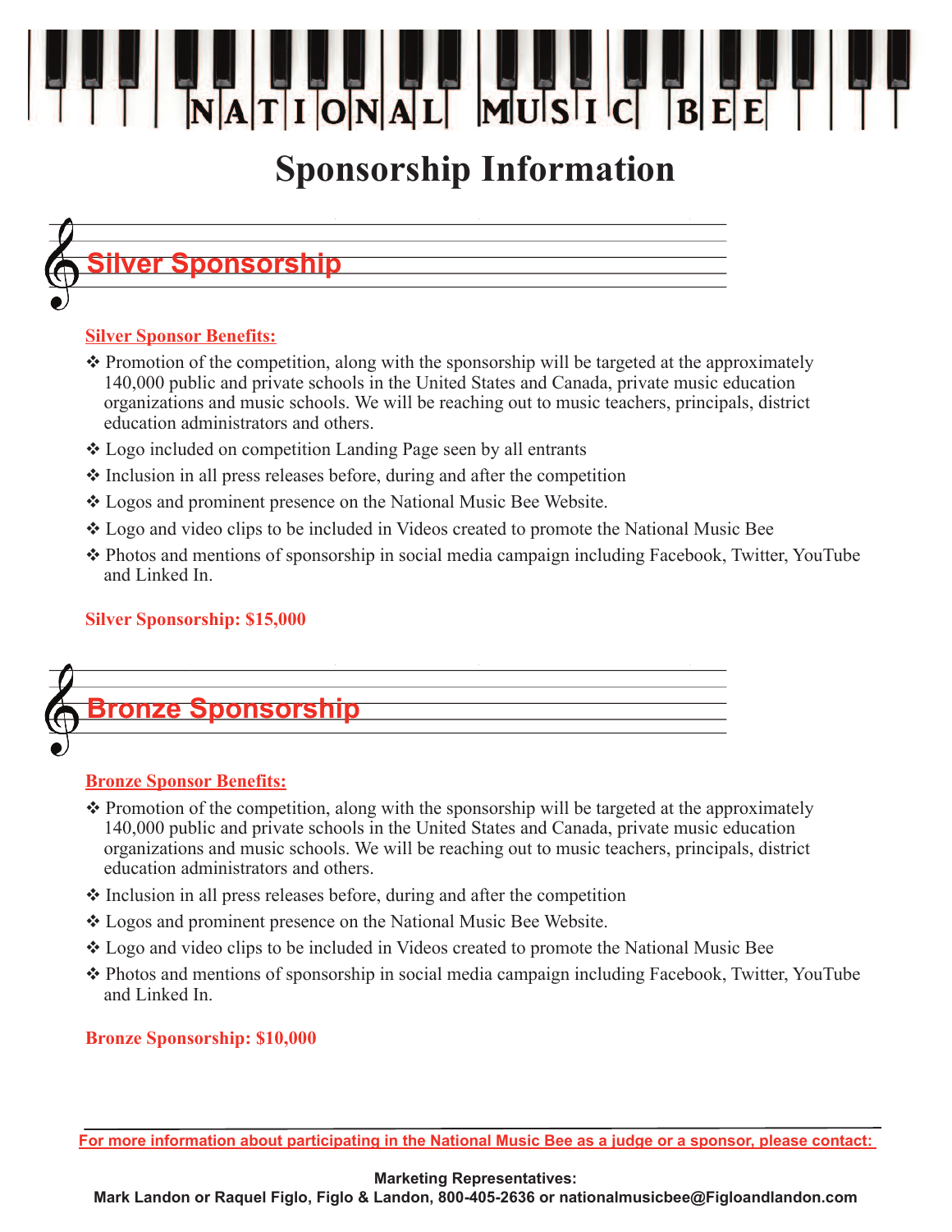# NATIONAL MUSIC BEE

# Sponsorship Information

## Silver Sponsorship

**Silver Sponsor Benefits:**

- ❖ Promotion of the competition, along with the sponsorship will be targeted at the approximately 140,000 public and private schools in the United States and Canada, private music education organizations and music schools. We will be reaching out to music teachers, principals, district education administrators and others.
- ❖ Logo included on competition Landing Page seen by all entrants
- ❖ Inclusion in all press releases before, during and after the competition
- ❖ Logos and prominent presence on the National Music Bee Website.
- ❖ Logo and video clips to be included in Videos created to promote the National Music Bee
- ❖ Photos and mentions of sponsorship in social media campaign including Facebook, Twitter, YouTube and Linked In.

**Silver Sponsorship: $15,000**

## Bronze Sponsorship

**Bronze Sponsor Benefits:**

- ❖ Promotion of the competition, along with the sponsorship will be targeted at the approximately 140,000 public and private schools in the United States and Canada, private music education organizations and music schools. We will be reaching out to music teachers, principals, district education administrators and others.
- ❖ Inclusion in all press releases before, during and after the competition
- ❖ Logos and prominent presence on the National Music Bee Website.
- ❖ Logo and video clips to be included in Videos created to promote the National Music Bee
- ❖ Photos and mentions of sponsorship in social media campaign including Facebook, Twitter, YouTube and Linked In.

**Bronze Sponsorship: $10,000**

---

**For more information about participating in the National Music Bee as a judge or a sponsor, please contact:**

**Marketing Representatives:**
**Mark Landon or Raquel Figlo, Figlo & Landon, 800-405-2636 or nationalmusicbee@Figloandlandon.com**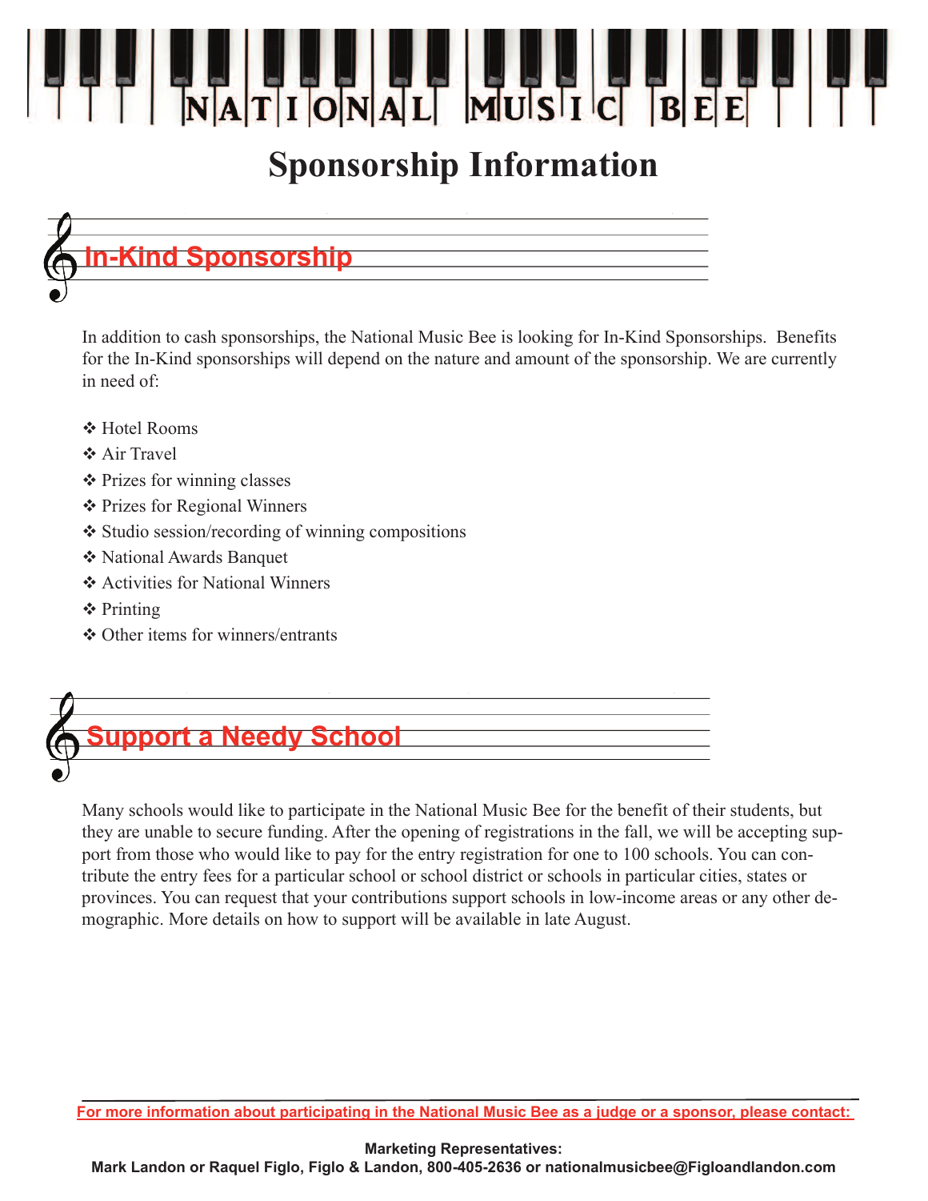# NATIONAL MUSIC BEE

# Sponsorship Information

## In-Kind Sponsorship

In addition to cash sponsorships, the National Music Bee is looking for In-Kind Sponsorships. Benefits for the In-Kind sponsorships will depend on the nature and amount of the sponsorship. We are currently in need of:

- Hotel Rooms
- Air Travel
- Prizes for winning classes
- Prizes for Regional Winners
- Studio session/recording of winning compositions
- National Awards Banquet
- Activities for National Winners
- Printing
- Other items for winners/entrants

## Support a Needy School

Many schools would like to participate in the National Music Bee for the benefit of their students, but they are unable to secure funding. After the opening of registrations in the fall, we will be accepting support from those who would like to pay for the entry registration for one to 100 schools. You can contribute the entry fees for a particular school or school district or schools in particular cities, states or provinces. You can request that your contributions support schools in low-income areas or any other demographic. More details on how to support will be available in late August.

---

For more information about participating in the National Music Bee as a judge or a sponsor, please contact:

**Marketing Representatives:**
**Mark Landon or Raquel Figlo, Figlo & Landon, 800-405-2636 or nationalmusicbee@Figloandlandon.com**